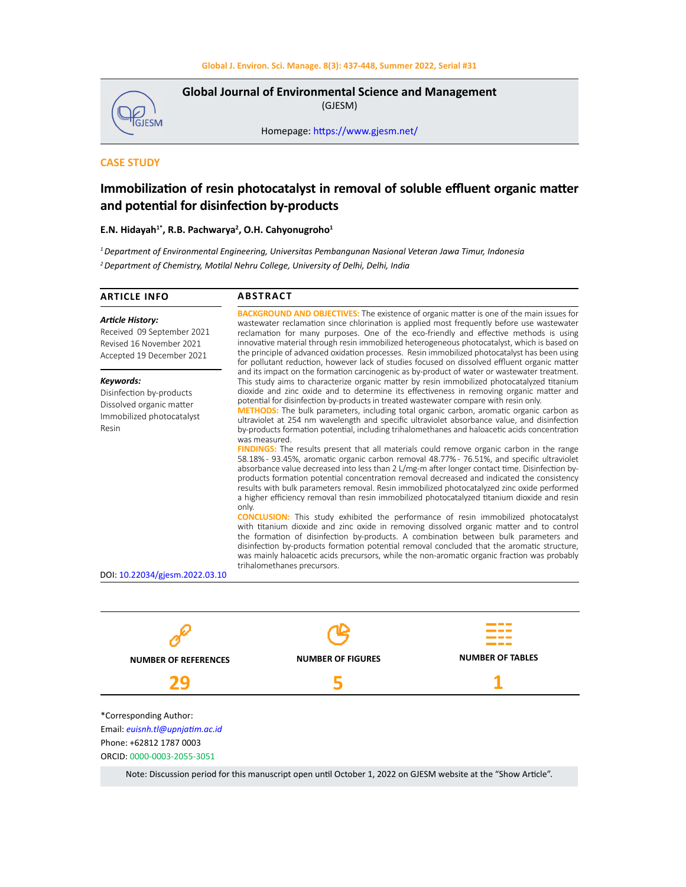**Global Journal of Environmental Science and Management**
(GJESM)

Homepage: https://www.gjesm.net/

CASE STUDY

# Immobilization of resin photocatalyst in removal of soluble effluent organic matter and potential for disinfection by-products

**E.N. Hidayah[1*], R.B. Pachwarya[2], O.H. Cahyonugroho[1]**

[1] *Department of Environmental Engineering, Universitas Pembangunan Nasional Veteran Jawa Timur, Indonesia*

[2] *Department of Chemistry, Motilal Nehru College, University of Delhi, Delhi, India*

## ARTICLE INFO

***Article History:***
Received 09 September 2021
Revised 16 November 2021
Accepted 19 December 2021

***Keywords:***
Disinfection by-products
Dissolved organic matter
Immobilized photocatalyst
Resin

DOI: 10.22034/gjesm.2022.03.10

## ABSTRACT

**BACKGROUND AND OBJECTIVES:** The existence of organic matter is one of the main issues for wastewater reclamation since chlorination is applied most frequently before use wastewater reclamation for many purposes. One of the eco-friendly and effective methods is using innovative material through resin immobilized heterogeneous photocatalyst, which is based on the principle of advanced oxidation processes. Resin immobilized photocatalyst has been using for pollutant reduction, however lack of studies focused on dissolved effluent organic matter and its impact on the formation carcinogenic as by-product of water or wastewater treatment. This study aims to characterize organic matter by resin immobilized photocatalyzed titanium dioxide and zinc oxide and to determine its effectiveness in removing organic matter and potential for disinfection by-products in treated wastewater compare with resin only.

**METHODS:** The bulk parameters, including total organic carbon, aromatic organic carbon as ultraviolet at 254 nm wavelength and specific ultraviolet absorbance value, and disinfection by-products formation potential, including trihalomethanes and haloacetic acids concentration was measured.

**FINDINGS:** The results present that all materials could remove organic carbon in the range 58.18% - 93.45%, aromatic organic carbon removal 48.77% - 76.51%, and specific ultraviolet absorbance value decreased into less than 2 L/mg-m after longer contact time. Disinfection by-products formation potential concentration removal decreased and indicated the consistency results with bulk parameters removal. Resin immobilized photocatalyzed zinc oxide performed a higher efficiency removal than resin immobilized photocatalyzed titanium dioxide and resin only.

**CONCLUSION:** This study exhibited the performance of resin immobilized photocatalyst with titanium dioxide and zinc oxide in removing dissolved organic matter and to control the formation of disinfection by-products. A combination between bulk parameters and disinfection by-products formation potential removal concluded that the aromatic structure, was mainly haloacetic acids precursors, while the non-aromatic organic fraction was probably trihalomethanes precursors.

| NUMBER OF REFERENCES | NUMBER OF FIGURES | NUMBER OF TABLES |
|---|---|---|
| 29 | 5 | 1 |

*Corresponding Author:
Email: *euisnh.tl@upnjatim.ac.id*
Phone: +62812 1787 0003
ORCID: 0000-0003-2055-3051

Note: Discussion period for this manuscript open until October 1, 2022 on GJESM website at the "Show Article".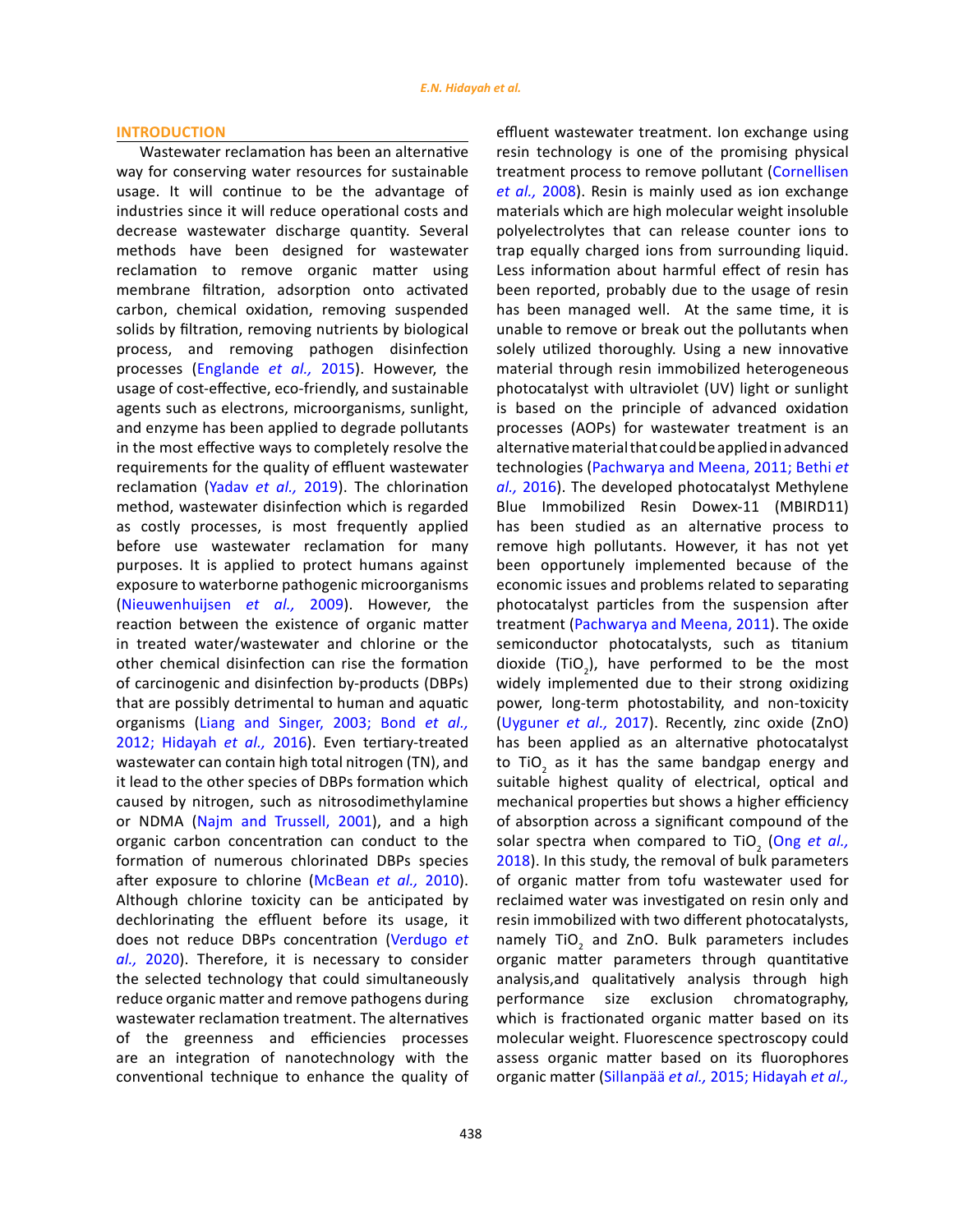## INTRODUCTION

Wastewater reclamation has been an alternative way for conserving water resources for sustainable usage. It will continue to be the advantage of industries since it will reduce operational costs and decrease wastewater discharge quantity. Several methods have been designed for wastewater reclamation to remove organic matter using membrane filtration, adsorption onto activated carbon, chemical oxidation, removing suspended solids by filtration, removing nutrients by biological process, and removing pathogen disinfection processes (Englande *et al.,* 2015). However, the usage of cost-effective, eco-friendly, and sustainable agents such as electrons, microorganisms, sunlight, and enzyme has been applied to degrade pollutants in the most effective ways to completely resolve the requirements for the quality of effluent wastewater reclamation (Yadav *et al.,* 2019). The chlorination method, wastewater disinfection which is regarded as costly processes, is most frequently applied before use wastewater reclamation for many purposes. It is applied to protect humans against exposure to waterborne pathogenic microorganisms (Nieuwenhuijsen *et al.,* 2009). However, the reaction between the existence of organic matter in treated water/wastewater and chlorine or the other chemical disinfection can rise the formation of carcinogenic and disinfection by-products (DBPs) that are possibly detrimental to human and aquatic organisms (Liang and Singer, 2003; Bond *et al.,* 2012; Hidayah *et al.,* 2016). Even tertiary-treated wastewater can contain high total nitrogen (TN), and it lead to the other species of DBPs formation which caused by nitrogen, such as nitrosodimethylamine or NDMA (Najm and Trussell, 2001), and a high organic carbon concentration can conduct to the formation of numerous chlorinated DBPs species after exposure to chlorine (McBean *et al.,* 2010). Although chlorine toxicity can be anticipated by dechlorinating the effluent before its usage, it does not reduce DBPs concentration (Verdugo *et al.,* 2020). Therefore, it is necessary to consider the selected technology that could simultaneously reduce organic matter and remove pathogens during wastewater reclamation treatment. The alternatives of the greenness and efficiencies processes are an integration of nanotechnology with the conventional technique to enhance the quality of effluent wastewater treatment. Ion exchange using resin technology is one of the promising physical treatment process to remove pollutant (Cornellisen *et al.,* 2008). Resin is mainly used as ion exchange materials which are high molecular weight insoluble polyelectrolytes that can release counter ions to trap equally charged ions from surrounding liquid. Less information about harmful effect of resin has been reported, probably due to the usage of resin has been managed well. At the same time, it is unable to remove or break out the pollutants when solely utilized thoroughly. Using a new innovative material through resin immobilized heterogeneous photocatalyst with ultraviolet (UV) light or sunlight is based on the principle of advanced oxidation processes (AOPs) for wastewater treatment is an alternative material that could be applied in advanced technologies (Pachwarya and Meena, 2011; Bethi *et al.,* 2016). The developed photocatalyst Methylene Blue Immobilized Resin Dowex-11 (MBIRD11) has been studied as an alternative process to remove high pollutants. However, it has not yet been opportunely implemented because of the economic issues and problems related to separating photocatalyst particles from the suspension after treatment (Pachwarya and Meena, 2011). The oxide semiconductor photocatalysts, such as titanium dioxide ($TiO_2$), have performed to be the most widely implemented due to their strong oxidizing power, long-term photostability, and non-toxicity (Uyguner *et al.,* 2017). Recently, zinc oxide (ZnO) has been applied as an alternative photocatalyst to $TiO_2$ as it has the same bandgap energy and suitable highest quality of electrical, optical and mechanical properties but shows a higher efficiency of absorption across a significant compound of the solar spectra when compared to $TiO_2$ (Ong *et al.,* 2018). In this study, the removal of bulk parameters of organic matter from tofu wastewater used for reclaimed water was investigated on resin only and resin immobilized with two different photocatalysts, namely $TiO_2$ and ZnO. Bulk parameters includes organic matter parameters through quantitative analysis,and qualitatively analysis through high performance size exclusion chromatography, which is fractionated organic matter based on its molecular weight. Fluorescence spectroscopy could assess organic matter based on its fluorophores organic matter (Sillanpää *et al.,* 2015; Hidayah *et al.,*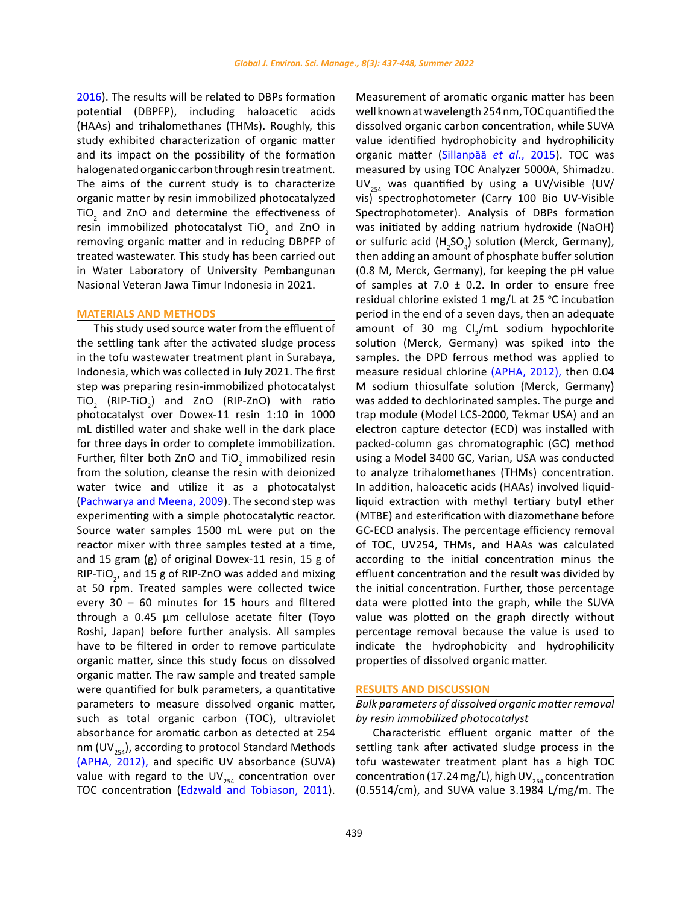2016). The results will be related to DBPs formation potential (DBPFP), including haloacetic acids (HAAs) and trihalomethanes (THMs). Roughly, this study exhibited characterization of organic matter and its impact on the possibility of the formation halogenated organic carbon through resin treatment. The aims of the current study is to characterize organic matter by resin immobilized photocatalyzed $TiO_2$ and ZnO and determine the effectiveness of resin immobilized photocatalyst $TiO_2$ and ZnO in removing organic matter and in reducing DBPFP of treated wastewater. This study has been carried out in Water Laboratory of University Pembangunan Nasional Veteran Jawa Timur Indonesia in 2021.

## MATERIALS AND METHODS

This study used source water from the effluent of the settling tank after the activated sludge process in the tofu wastewater treatment plant in Surabaya, Indonesia, which was collected in July 2021. The first step was preparing resin-immobilized photocatalyst $TiO_2$ (RIP-$TiO_2$) and ZnO (RIP-ZnO) with ratio photocatalyst over Dowex-11 resin 1:10 in 1000 mL distilled water and shake well in the dark place for three days in order to complete immobilization. Further, filter both ZnO and $TiO_2$ immobilized resin from the solution, cleanse the resin with deionized water twice and utilize it as a photocatalyst (Pachwarya and Meena, 2009). The second step was experimenting with a simple photocatalytic reactor. Source water samples 1500 mL were put on the reactor mixer with three samples tested at a time, and 15 gram (g) of original Dowex-11 resin, 15 g of RIP-$TiO_2$, and 15 g of RIP-ZnO was added and mixing at 50 rpm. Treated samples were collected twice every 30 – 60 minutes for 15 hours and filtered through a 0.45 µm cellulose acetate filter (Toyo Roshi, Japan) before further analysis. All samples have to be filtered in order to remove particulate organic matter, since this study focus on dissolved organic matter. The raw sample and treated sample were quantified for bulk parameters, a quantitative parameters to measure dissolved organic matter, such as total organic carbon (TOC), ultraviolet absorbance for aromatic carbon as detected at 254 nm ($UV_{254}$), according to protocol Standard Methods (APHA, 2012), and specific UV absorbance (SUVA) value with regard to the $UV_{254}$ concentration over TOC concentration (Edzwald and Tobiason, 2011). Measurement of aromatic organic matter has been well known at wavelength 254 nm, TOC quantified the dissolved organic carbon concentration, while SUVA value identified hydrophobicity and hydrophilicity organic matter (Sillanpää *et al*., 2015). TOC was measured by using TOC Analyzer 5000A, Shimadzu. $UV_{254}$ was quantified by using a UV/visible (UV/vis) spectrophotometer (Carry 100 Bio UV-Visible Spectrophotometer). Analysis of DBPs formation was initiated by adding natrium hydroxide (NaOH) or sulfuric acid ($H_2SO_4$) solution (Merck, Germany), then adding an amount of phosphate buffer solution (0.8 M, Merck, Germany), for keeping the pH value of samples at 7.0 ± 0.2. In order to ensure free residual chlorine existed 1 mg/L at 25 °C incubation period in the end of a seven days, then an adequate amount of 30 mg $Cl_2$/mL sodium hypochlorite solution (Merck, Germany) was spiked into the samples. the DPD ferrous method was applied to measure residual chlorine (APHA, 2012), then 0.04 M sodium thiosulfate solution (Merck, Germany) was added to dechlorinated samples. The purge and trap module (Model LCS-2000, Tekmar USA) and an electron capture detector (ECD) was installed with packed-column gas chromatographic (GC) method using a Model 3400 GC, Varian, USA was conducted to analyze trihalomethanes (THMs) concentration. In addition, haloacetic acids (HAAs) involved liquid-liquid extraction with methyl tertiary butyl ether (MTBE) and esterification with diazomethane before GC-ECD analysis. The percentage efficiency removal of TOC, UV254, THMs, and HAAs was calculated according to the initial concentration minus the effluent concentration and the result was divided by the initial concentration. Further, those percentage data were plotted into the graph, while the SUVA value was plotted on the graph directly without percentage removal because the value is used to indicate the hydrophobicity and hydrophilicity properties of dissolved organic matter.

## RESULTS AND DISCUSSION

### *Bulk parameters of dissolved organic matter removal by resin immobilized photocatalyst*

Characteristic effluent organic matter of the settling tank after activated sludge process in the tofu wastewater treatment plant has a high TOC concentration (17.24 mg/L), high $UV_{254}$ concentration (0.5514/cm), and SUVA value 3.1984 L/mg/m. The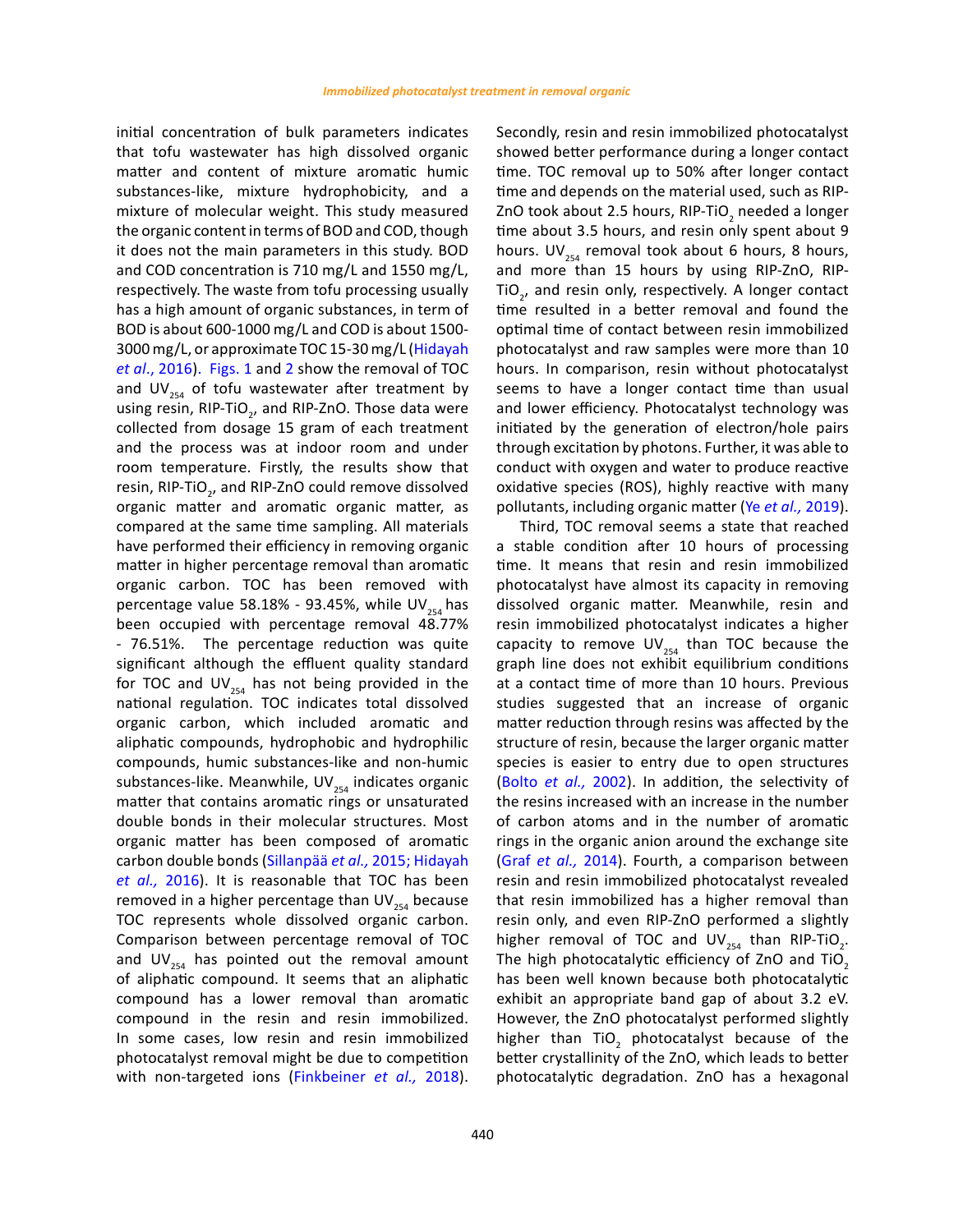initial concentration of bulk parameters indicates that tofu wastewater has high dissolved organic matter and content of mixture aromatic humic substances-like, mixture hydrophobicity, and a mixture of molecular weight. This study measured the organic content in terms of BOD and COD, though it does not the main parameters in this study. BOD and COD concentration is 710 mg/L and 1550 mg/L, respectively. The waste from tofu processing usually has a high amount of organic substances, in term of BOD is about 600-1000 mg/L and COD is about 1500-3000 mg/L, or approximate TOC 15-30 mg/L (Hidayah *et al*., 2016). Figs. 1 and 2 show the removal of TOC and $UV_{254}$ of tofu wastewater after treatment by using resin, RIP-$TiO_2$, and RIP-ZnO. Those data were collected from dosage 15 gram of each treatment and the process was at indoor room and under room temperature. Firstly, the results show that resin, RIP-$TiO_2$, and RIP-ZnO could remove dissolved organic matter and aromatic organic matter, as compared at the same time sampling. All materials have performed their efficiency in removing organic matter in higher percentage removal than aromatic organic carbon. TOC has been removed with percentage value 58.18% - 93.45%, while $UV_{254}$ has been occupied with percentage removal 48.77% - 76.51%. The percentage reduction was quite significant although the effluent quality standard for TOC and $UV_{254}$ has not being provided in the national regulation. TOC indicates total dissolved organic carbon, which included aromatic and aliphatic compounds, hydrophobic and hydrophilic compounds, humic substances-like and non-humic substances-like. Meanwhile, $UV_{254}$ indicates organic matter that contains aromatic rings or unsaturated double bonds in their molecular structures. Most organic matter has been composed of aromatic carbon double bonds (Sillanpää *et al.,* 2015; Hidayah *et al.,* 2016). It is reasonable that TOC has been removed in a higher percentage than $UV_{254}$ because TOC represents whole dissolved organic carbon. Comparison between percentage removal of TOC and $UV_{254}$ has pointed out the removal amount of aliphatic compound. It seems that an aliphatic compound has a lower removal than aromatic compound in the resin and resin immobilized. In some cases, low resin and resin immobilized photocatalyst removal might be due to competition with non-targeted ions (Finkbeiner *et al.,* 2018). Secondly, resin and resin immobilized photocatalyst showed better performance during a longer contact time. TOC removal up to 50% after longer contact time and depends on the material used, such as RIP-ZnO took about 2.5 hours, RIP-$TiO_2$ needed a longer time about 3.5 hours, and resin only spent about 9 hours. $UV_{254}$ removal took about 6 hours, 8 hours, and more than 15 hours by using RIP-ZnO, RIP-$TiO_2$, and resin only, respectively. A longer contact time resulted in a better removal and found the optimal time of contact between resin immobilized photocatalyst and raw samples were more than 10 hours. In comparison, resin without photocatalyst seems to have a longer contact time than usual and lower efficiency. Photocatalyst technology was initiated by the generation of electron/hole pairs through excitation by photons. Further, it was able to conduct with oxygen and water to produce reactive oxidative species (ROS), highly reactive with many pollutants, including organic matter (Ye *et al.,* 2019).

Third, TOC removal seems a state that reached a stable condition after 10 hours of processing time. It means that resin and resin immobilized photocatalyst have almost its capacity in removing dissolved organic matter. Meanwhile, resin and resin immobilized photocatalyst indicates a higher capacity to remove $UV_{254}$ than TOC because the graph line does not exhibit equilibrium conditions at a contact time of more than 10 hours. Previous studies suggested that an increase of organic matter reduction through resins was affected by the structure of resin, because the larger organic matter species is easier to entry due to open structures (Bolto *et al.,* 2002). In addition, the selectivity of the resins increased with an increase in the number of carbon atoms and in the number of aromatic rings in the organic anion around the exchange site (Graf *et al.,* 2014). Fourth, a comparison between resin and resin immobilized photocatalyst revealed that resin immobilized has a higher removal than resin only, and even RIP-ZnO performed a slightly higher removal of TOC and $UV_{254}$ than RIP-$TiO_2$. The high photocatalytic efficiency of ZnO and $TiO_2$ has been well known because both photocatalytic exhibit an appropriate band gap of about 3.2 eV. However, the ZnO photocatalyst performed slightly higher than $TiO_2$ photocatalyst because of the better crystallinity of the ZnO, which leads to better photocatalytic degradation. ZnO has a hexagonal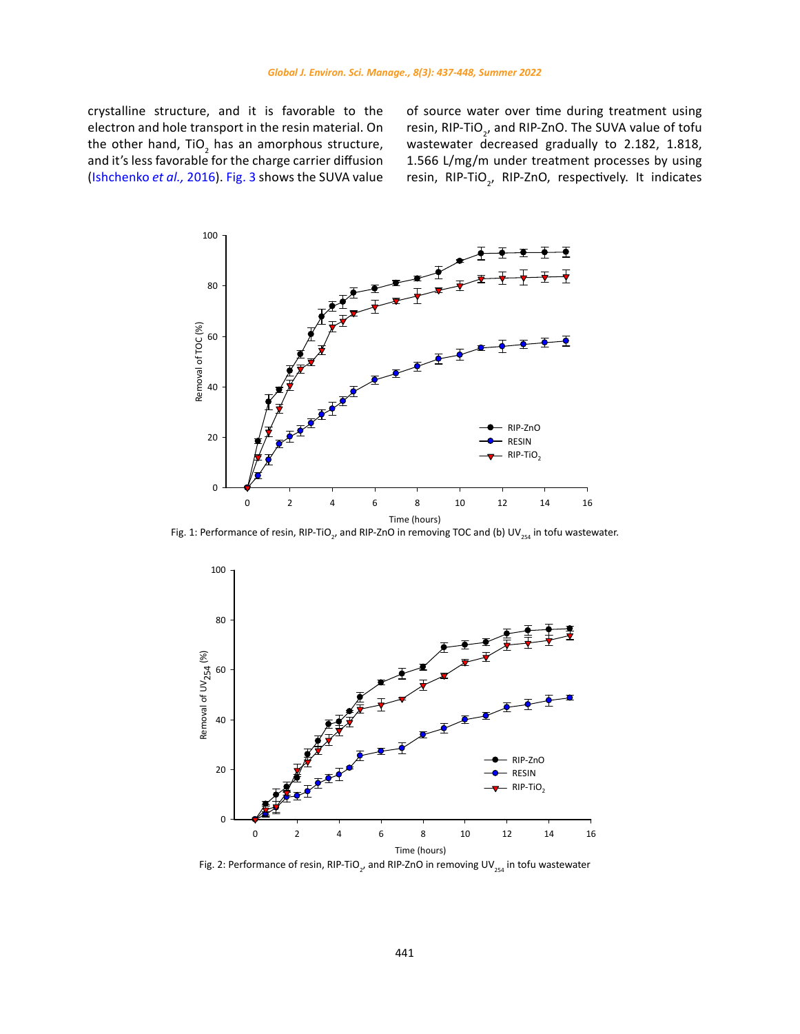crystalline structure, and it is favorable to the electron and hole transport in the resin material. On the other hand, $TiO_2$ has an amorphous structure, and it's less favorable for the charge carrier diffusion (Ishchenko *et al.,* 2016). Fig. 3 shows the SUVA value of source water over time during treatment using resin, RIP-$TiO_2$, and RIP-ZnO. The SUVA value of tofu wastewater decreased gradually to 2.182, 1.818, 1.566 L/mg/m under treatment processes by using resin, RIP-$TiO_2$, RIP-ZnO, respectively. It indicates

Fig. 1: Performance of resin, RIP-$TiO_2$, and RIP-ZnO in removing TOC and (b) $UV_{254}$ in tofu wastewater.

Fig. 2: Performance of resin, RIP-$TiO_2$, and RIP-ZnO in removing $UV_{254}$ in tofu wastewater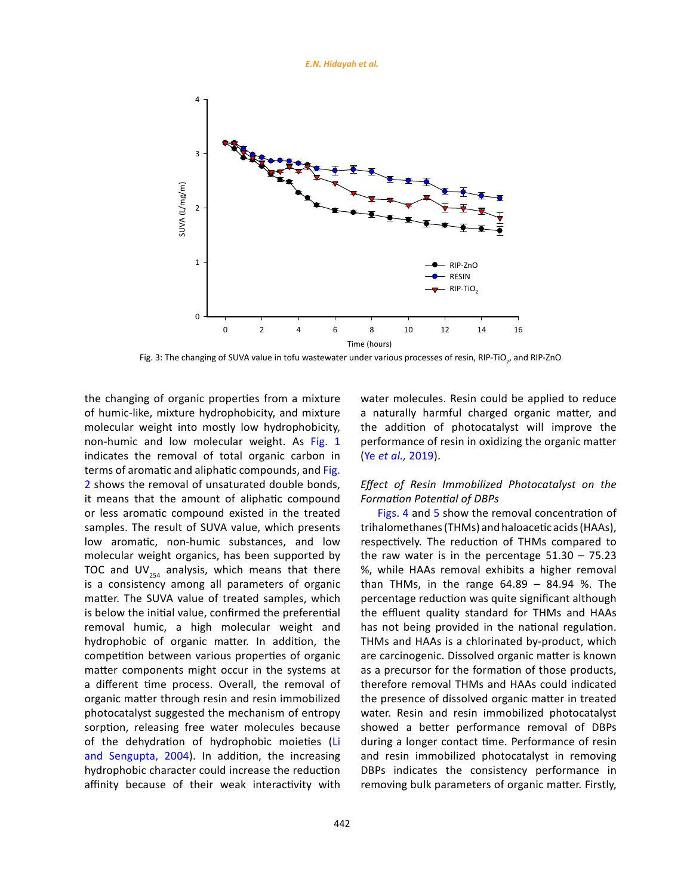Fig. 3: The changing of SUVA value in tofu wastewater under various processes of resin, RIP-$TiO_2$, and RIP-ZnO

the changing of organic properties from a mixture of humic-like, mixture hydrophobicity, and mixture molecular weight into mostly low hydrophobicity, non-humic and low molecular weight. As Fig. 1 indicates the removal of total organic carbon in terms of aromatic and aliphatic compounds, and Fig. 2 shows the removal of unsaturated double bonds, it means that the amount of aliphatic compound or less aromatic compound existed in the treated samples. The result of SUVA value, which presents low aromatic, non-humic substances, and low molecular weight organics, has been supported by TOC and $UV_{254}$ analysis, which means that there is a consistency among all parameters of organic matter. The SUVA value of treated samples, which is below the initial value, confirmed the preferential removal humic, a high molecular weight and hydrophobic of organic matter. In addition, the competition between various properties of organic matter components might occur in the systems at a different time process. Overall, the removal of organic matter through resin and resin immobilized photocatalyst suggested the mechanism of entropy sorption, releasing free water molecules because of the dehydration of hydrophobic moieties (Li and Sengupta, 2004). In addition, the increasing hydrophobic character could increase the reduction affinity because of their weak interactivity with water molecules. Resin could be applied to reduce a naturally harmful charged organic matter, and the addition of photocatalyst will improve the performance of resin in oxidizing the organic matter (Ye *et al.,* 2019).

### *Effect of Resin Immobilized Photocatalyst on the Formation Potential of DBPs*

Figs. 4 and 5 show the removal concentration of trihalomethanes (THMs) and haloacetic acids (HAAs), respectively. The reduction of THMs compared to the raw water is in the percentage 51.30 – 75.23 %, while HAAs removal exhibits a higher removal than THMs, in the range 64.89 – 84.94 %. The percentage reduction was quite significant although the effluent quality standard for THMs and HAAs has not being provided in the national regulation. THMs and HAAs is a chlorinated by-product, which are carcinogenic. Dissolved organic matter is known as a precursor for the formation of those products, therefore removal THMs and HAAs could indicated the presence of dissolved organic matter in treated water. Resin and resin immobilized photocatalyst showed a better performance removal of DBPs during a longer contact time. Performance of resin and resin immobilized photocatalyst in removing DBPs indicates the consistency performance in removing bulk parameters of organic matter. Firstly,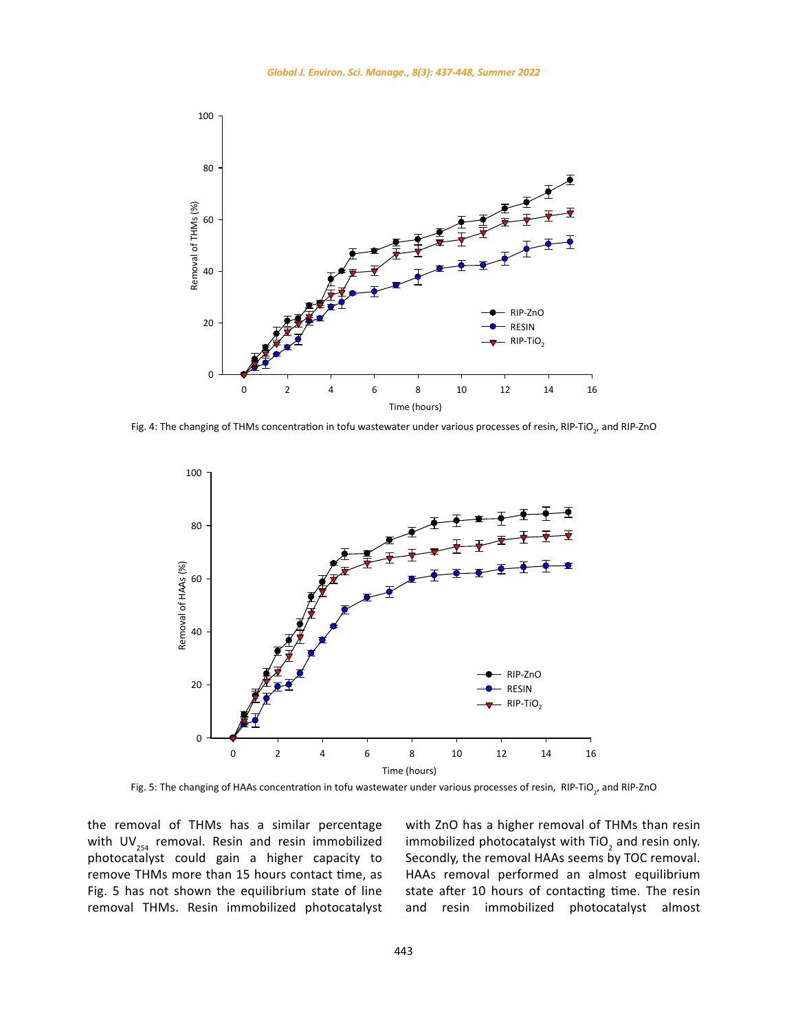Fig. 4: The changing of THMs concentration in tofu wastewater under various processes of resin, RIP-$TiO_2$, and RIP-ZnO

Fig. 5: The changing of HAAs concentration in tofu wastewater under various processes of resin, RIP-$TiO_2$, and RIP-ZnO

the removal of THMs has a similar percentage with $UV_{254}$ removal. Resin and resin immobilized photocatalyst could gain a higher capacity to remove THMs more than 15 hours contact time, as Fig. 5 has not shown the equilibrium state of line removal THMs. Resin immobilized photocatalyst with ZnO has a higher removal of THMs than resin immobilized photocatalyst with $TiO_2$ and resin only. Secondly, the removal HAAs seems by TOC removal. HAAs removal performed an almost equilibrium state after 10 hours of contacting time. The resin and resin immobilized photocatalyst almost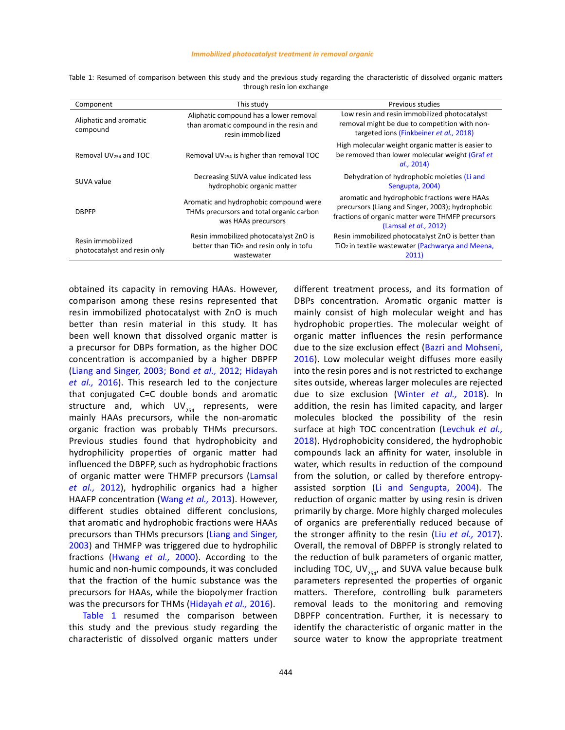Table 1: Resumed of comparison between this study and the previous study regarding the characteristic of dissolved organic matters through resin ion exchange

| Component | This study | Previous studies |
|---|---|---|
| Aliphatic and aromatic compound | Aliphatic compound has a lower removal than aromatic compound in the resin and resin immobilized | Low resin and resin immobilized photocatalyst removal might be due to competition with non-targeted ions (Finkbeiner *et al.,* 2018) |
| Removal $UV_{254}$ and TOC | Removal $UV_{254}$ is higher than removal TOC | High molecular weight organic matter is easier to be removed than lower molecular weight (Graf *et al.,* 2014) |
| SUVA value | Decreasing SUVA value indicated less hydrophobic organic matter | Dehydration of hydrophobic moieties (Li and Sengupta, 2004) |
| DBPFP | Aromatic and hydrophobic compound were THMs precursors and total organic carbon was HAAs precursors | aromatic and hydrophobic fractions were HAAs precursors (Liang and Singer, 2003); hydrophobic fractions of organic matter were THMFP precursors (Lamsal *et al.,* 2012) |
| Resin immobilized photocatalyst and resin only | Resin immobilized photocatalyst ZnO is better than $TiO_2$ and resin only in tofu wastewater | Resin immobilized photocatalyst ZnO is better than $TiO_2$ in textile wastewater (Pachwarya and Meena, 2011) |

obtained its capacity in removing HAAs. However, comparison among these resins represented that resin immobilized photocatalyst with ZnO is much better than resin material in this study. It has been well known that dissolved organic matter is a precursor for DBPs formation, as the higher DOC concentration is accompanied by a higher DBPFP (Liang and Singer, 2003; Bond *et al.,* 2012; Hidayah *et al.,* 2016). This research led to the conjecture that conjugated C=C double bonds and aromatic structure and, which $UV_{254}$ represents, were mainly HAAs precursors, while the non-aromatic organic fraction was probably THMs precursors. Previous studies found that hydrophobicity and hydrophilicity properties of organic matter had influenced the DBPFP, such as hydrophobic fractions of organic matter were THMFP precursors (Lamsal *et al.,* 2012), hydrophilic organics had a higher HAAFP concentration (Wang *et al.,* 2013). However, different studies obtained different conclusions, that aromatic and hydrophobic fractions were HAAs precursors than THMs precursors (Liang and Singer, 2003) and THMFP was triggered due to hydrophilic fractions (Hwang *et al.,* 2000). According to the humic and non-humic compounds, it was concluded that the fraction of the humic substance was the precursors for HAAs, while the biopolymer fraction was the precursors for THMs (Hidayah *et al.,* 2016).

Table 1 resumed the comparison between this study and the previous study regarding the characteristic of dissolved organic matters under different treatment process, and its formation of DBPs concentration. Aromatic organic matter is mainly consist of high molecular weight and has hydrophobic properties. The molecular weight of organic matter influences the resin performance due to the size exclusion effect (Bazri and Mohseni, 2016). Low molecular weight diffuses more easily into the resin pores and is not restricted to exchange sites outside, whereas larger molecules are rejected due to size exclusion (Winter *et al.,* 2018). In addition, the resin has limited capacity, and larger molecules blocked the possibility of the resin surface at high TOC concentration (Levchuk *et al.,* 2018). Hydrophobicity considered, the hydrophobic compounds lack an affinity for water, insoluble in water, which results in reduction of the compound from the solution, or called by therefore entropy-assisted sorption (Li and Sengupta, 2004). The reduction of organic matter by using resin is driven primarily by charge. More highly charged molecules of organics are preferentially reduced because of the stronger affinity to the resin (Liu *et al.,* 2017). Overall, the removal of DBPFP is strongly related to the reduction of bulk parameters of organic matter, including TOC, $UV_{254}$, and SUVA value because bulk parameters represented the properties of organic matters. Therefore, controlling bulk parameters removal leads to the monitoring and removing DBPFP concentration. Further, it is necessary to identify the characteristic of organic matter in the source water to know the appropriate treatment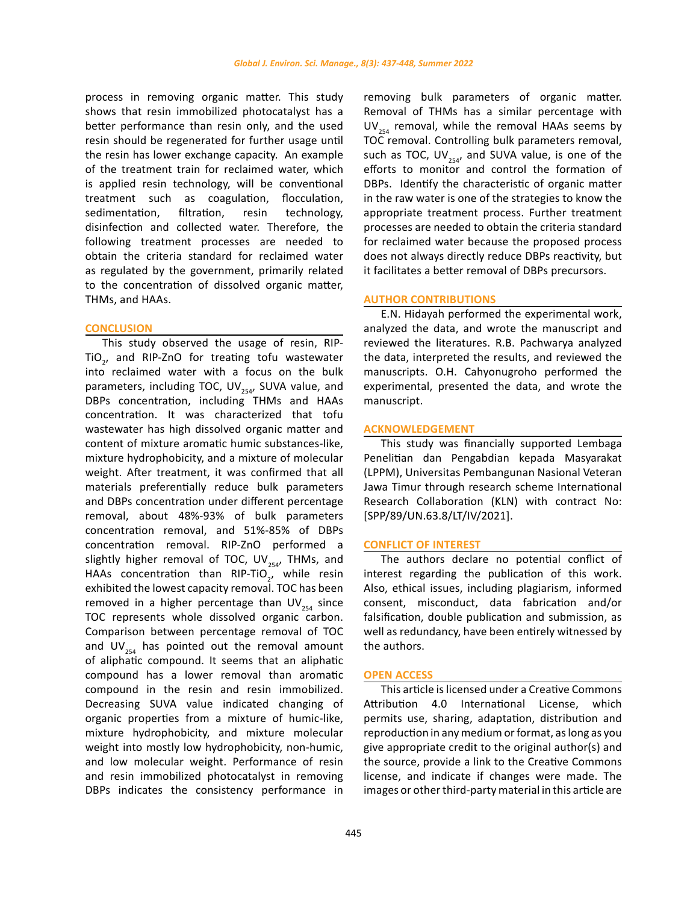process in removing organic matter. This study shows that resin immobilized photocatalyst has a better performance than resin only, and the used resin should be regenerated for further usage until the resin has lower exchange capacity. An example of the treatment train for reclaimed water, which is applied resin technology, will be conventional treatment such as coagulation, flocculation, sedimentation, filtration, resin technology, disinfection and collected water. Therefore, the following treatment processes are needed to obtain the criteria standard for reclaimed water as regulated by the government, primarily related to the concentration of dissolved organic matter, THMs, and HAAs.

## CONCLUSION

This study observed the usage of resin, RIP-$TiO_2$, and RIP-ZnO for treating tofu wastewater into reclaimed water with a focus on the bulk parameters, including TOC, $UV_{254}$, SUVA value, and DBPs concentration, including THMs and HAAs concentration. It was characterized that tofu wastewater has high dissolved organic matter and content of mixture aromatic humic substances-like, mixture hydrophobicity, and a mixture of molecular weight. After treatment, it was confirmed that all materials preferentially reduce bulk parameters and DBPs concentration under different percentage removal, about 48%-93% of bulk parameters concentration removal, and 51%-85% of DBPs concentration removal. RIP-ZnO performed a slightly higher removal of TOC, $UV_{254}$, THMs, and HAAs concentration than RIP-$TiO_2$, while resin exhibited the lowest capacity removal. TOC has been removed in a higher percentage than $UV_{254}$ since TOC represents whole dissolved organic carbon. Comparison between percentage removal of TOC and $UV_{254}$ has pointed out the removal amount of aliphatic compound. It seems that an aliphatic compound has a lower removal than aromatic compound in the resin and resin immobilized. Decreasing SUVA value indicated changing of organic properties from a mixture of humic-like, mixture hydrophobicity, and mixture molecular weight into mostly low hydrophobicity, non-humic, and low molecular weight. Performance of resin and resin immobilized photocatalyst in removing DBPs indicates the consistency performance in removing bulk parameters of organic matter. Removal of THMs has a similar percentage with $UV_{254}$ removal, while the removal HAAs seems by TOC removal. Controlling bulk parameters removal, such as TOC, $UV_{254}$, and SUVA value, is one of the efforts to monitor and control the formation of DBPs. Identify the characteristic of organic matter in the raw water is one of the strategies to know the appropriate treatment process. Further treatment processes are needed to obtain the criteria standard for reclaimed water because the proposed process does not always directly reduce DBPs reactivity, but it facilitates a better removal of DBPs precursors.

## AUTHOR CONTRIBUTIONS

E.N. Hidayah performed the experimental work, analyzed the data, and wrote the manuscript and reviewed the literatures. R.B. Pachwarya analyzed the data, interpreted the results, and reviewed the manuscripts. O.H. Cahyonugroho performed the experimental, presented the data, and wrote the manuscript.

## ACKNOWLEDGEMENT

This study was financially supported Lembaga Penelitian dan Pengabdian kepada Masyarakat (LPPM), Universitas Pembangunan Nasional Veteran Jawa Timur through research scheme International Research Collaboration (KLN) with contract No: [SPP/89/UN.63.8/LT/IV/2021].

## CONFLICT OF INTEREST

The authors declare no potential conflict of interest regarding the publication of this work. Also, ethical issues, including plagiarism, informed consent, misconduct, data fabrication and/or falsification, double publication and submission, as well as redundancy, have been entirely witnessed by the authors.

## OPEN ACCESS

This article is licensed under a Creative Commons Attribution 4.0 International License, which permits use, sharing, adaptation, distribution and reproduction in any medium or format, as long as you give appropriate credit to the original author(s) and the source, provide a link to the Creative Commons license, and indicate if changes were made. The images or other third-party material in this article are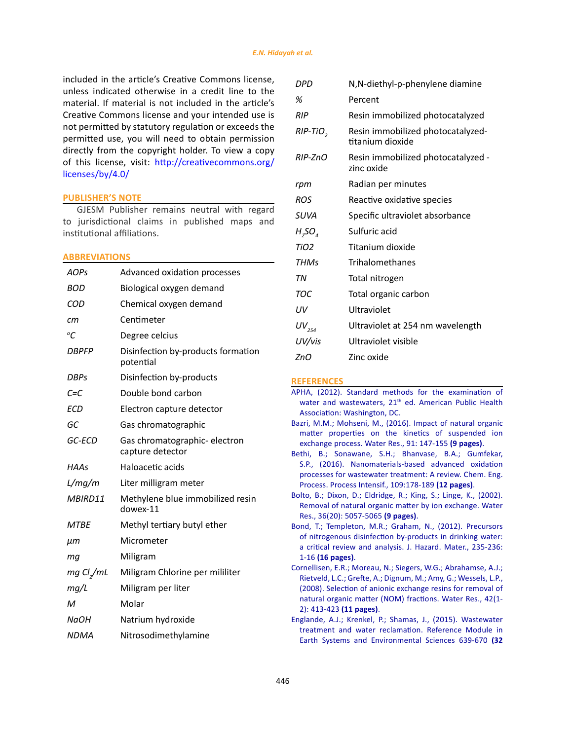included in the article's Creative Commons license, unless indicated otherwise in a credit line to the material. If material is not included in the article's Creative Commons license and your intended use is not permitted by statutory regulation or exceeds the permitted use, you will need to obtain permission directly from the copyright holder. To view a copy of this license, visit: http://creativecommons.org/licenses/by/4.0/

## PUBLISHER'S NOTE

GJESM Publisher remains neutral with regard to jurisdictional claims in published maps and institutional affiliations.

## ABBREVIATIONS

| | |
|---|---|
| *AOPs* | Advanced oxidation processes |
| *BOD* | Biological oxygen demand |
| *COD* | Chemical oxygen demand |
| *cm* | Centimeter |
| *°C* | Degree celcius |
| *DBPFP* | Disinfection by-products formation potential |
| *DBPs* | Disinfection by-products |
| *C=C* | Double bond carbon |
| *ECD* | Electron capture detector |
| *GC* | Gas chromatographic |
| *GC-ECD* | Gas chromatographic- electron capture detector |
| *HAAs* | Haloacetic acids |
| *L/mg/m* | Liter milligram meter |
| *MBIRD11* | Methylene blue immobilized resin dowex-11 |
| *MTBE* | Methyl tertiary butyl ether |
| *µm* | Micrometer |
| *mg* | Miligram |
| *mg $Cl_2$/mL* | Miligram Chlorine per mililiter |
| *mg/L* | Miligram per liter |
| *M* | Molar |
| *NaOH* | Natrium hydroxide |
| *NDMA* | Nitrosodimethylamine |
| *DPD* | N,N-diethyl-p-phenylene diamine |
| *%* | Percent |
| *RIP* | Resin immobilized photocatalyzed |
| *RIP-$TiO_2$* | Resin immobilized photocatalyzed-titanium dioxide |
| *RIP-ZnO* | Resin immobilized photocatalyzed - zinc oxide |
| *rpm* | Radian per minutes |
| *ROS* | Reactive oxidative species |
| *SUVA* | Specific ultraviolet absorbance |
| *$H_2SO_4$* | Sulfuric acid |
| *TiO2* | Titanium dioxide |
| *THMs* | Trihalomethanes |
| *TN* | Total nitrogen |
| *TOC* | Total organic carbon |
| *UV* | Ultraviolet |
| *$UV_{254}$* | Ultraviolet at 254 nm wavelength |
| *UV/vis* | Ultraviolet visible |
| *ZnO* | Zinc oxide |

## REFERENCES

APHA, (2012). Standard methods for the examination of water and wastewaters, 21th ed. American Public Health Association: Washington, DC.

Bazri, M.M.; Mohseni, M., (2016). Impact of natural organic matter properties on the kinetics of suspended ion exchange process. Water Res., 91: 147-155 **(9 pages)**.

Bethi, B.; Sonawane, S.H.; Bhanvase, B.A.; Gumfekar, S.P., (2016). Nanomaterials-based advanced oxidation processes for wastewater treatment: A review. Chem. Eng. Process. Process Intensif., 109:178-189 **(12 pages)**.

Bolto, B.; Dixon, D.; Eldridge, R.; King, S.; Linge, K., (2002). Removal of natural organic matter by ion exchange. Water Res., 36(20): 5057-5065 **(9 pages)**.

Bond, T.; Templeton, M.R.; Graham, N., (2012). Precursors of nitrogenous disinfection by-products in drinking water: a critical review and analysis. J. Hazard. Mater., 235-236: 1-16 **(16 pages)**.

Cornellissen, E.R.; Moreau, N.; Siegers, W.G.; Abrahamse, A.J.; Rietveld, L.C.; Grefte, A.; Dignum, M.; Amy, G.; Wessels, L.P., (2008). Selection of anionic exchange resins for removal of natural organic matter (NOM) fractions. Water Res., 42(1-2): 413-423 **(11 pages)**.

Englande, A.J.; Krenkel, P.; Shamas, J., (2015). Wastewater treatment and water reclamation. Reference Module in Earth Systems and Environmental Sciences 639-670 **(32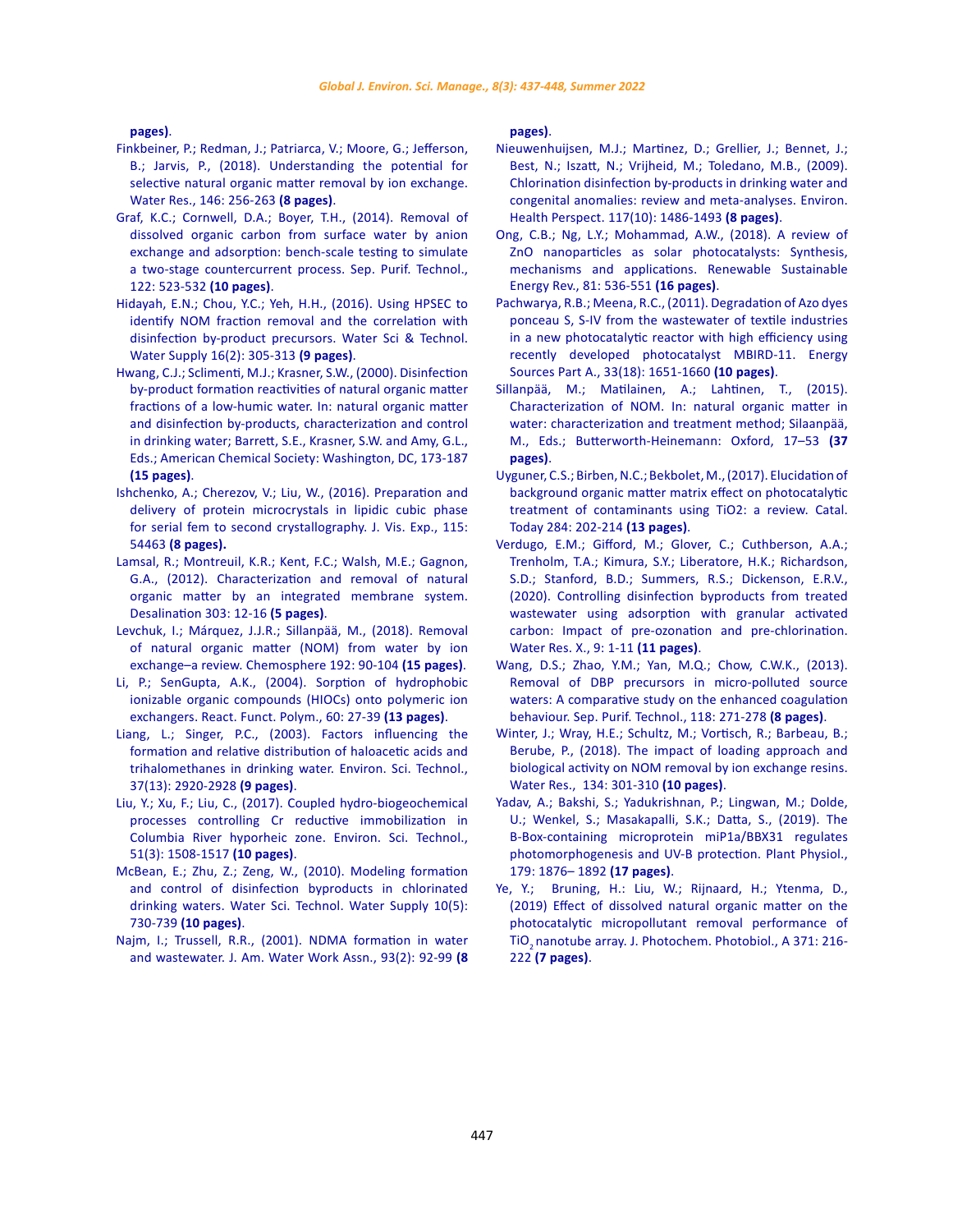pages).

Finkbeiner, P.; Redman, J.; Patriarca, V.; Moore, G.; Jefferson, B.; Jarvis, P., (2018). Understanding the potential for selective natural organic matter removal by ion exchange. Water Res., 146: 256-263 **(8 pages)**.

Graf, K.C.; Cornwell, D.A.; Boyer, T.H., (2014). Removal of dissolved organic carbon from surface water by anion exchange and adsorption: bench-scale testing to simulate a two-stage countercurrent process. Sep. Purif. Technol., 122: 523-532 **(10 pages)**.

Hidayah, E.N.; Chou, Y.C.; Yeh, H.H., (2016). Using HPSEC to identify NOM fraction removal and the correlation with disinfection by-product precursors. Water Sci & Technol. Water Supply 16(2): 305-313 **(9 pages)**.

Hwang, C.J.; Sclimenti, M.J.; Krasner, S.W., (2000). Disinfection by-product formation reactivities of natural organic matter fractions of a low-humic water. In: natural organic matter and disinfection by-products, characterization and control in drinking water; Barrett, S.E., Krasner, S.W. and Amy, G.L., Eds.; American Chemical Society: Washington, DC, 173-187 **(15 pages)**.

Ishchenko, A.; Cherezov, V.; Liu, W., (2016). Preparation and delivery of protein microcrystals in lipidic cubic phase for serial fem to second crystallography. J. Vis. Exp., 115: 54463 **(8 pages).**

Lamsal, R.; Montreuil, K.R.; Kent, F.C.; Walsh, M.E.; Gagnon, G.A., (2012). Characterization and removal of natural organic matter by an integrated membrane system. Desalination 303: 12-16 **(5 pages)**.

Levchuk, I.; Márquez, J.J.R.; Sillanpää, M., (2018). Removal of natural organic matter (NOM) from water by ion exchange–a review. Chemosphere 192: 90-104 **(15 pages)**.

Li, P.; SenGupta, A.K., (2004). Sorption of hydrophobic ionizable organic compounds (HIOCs) onto polymeric ion exchangers. React. Funct. Polym., 60: 27-39 **(13 pages)**.

Liang, L.; Singer, P.C., (2003). Factors influencing the formation and relative distribution of haloacetic acids and trihalomethanes in drinking water. Environ. Sci. Technol., 37(13): 2920-2928 **(9 pages)**.

Liu, Y.; Xu, F.; Liu, C., (2017). Coupled hydro-biogeochemical processes controlling Cr reductive immobilization in Columbia River hyporheic zone. Environ. Sci. Technol., 51(3): 1508-1517 **(10 pages)**.

McBean, E.; Zhu, Z.; Zeng, W., (2010). Modeling formation and control of disinfection byproducts in chlorinated drinking waters. Water Sci. Technol. Water Supply 10(5): 730-739 **(10 pages)**.

Najm, I.; Trussell, R.R., (2001). NDMA formation in water and wastewater. J. Am. Water Work Assn., 93(2): 92-99 **(8 pages)**.

Nieuwenhuijsen, M.J.; Martinez, D.; Grellier, J.; Bennet, J.; Best, N.; Iszatt, N.; Vrijheid, M.; Toledano, M.B., (2009). Chlorination disinfection by-products in drinking water and congenital anomalies: review and meta-analyses. Environ. Health Perspect. 117(10): 1486-1493 **(8 pages)**.

Ong, C.B.; Ng, L.Y.; Mohammad, A.W., (2018). A review of ZnO nanoparticles as solar photocatalysts: Synthesis, mechanisms and applications. Renewable Sustainable Energy Rev., 81: 536-551 **(16 pages)**.

Pachwarya, R.B.; Meena, R.C., (2011). Degradation of Azo dyes ponceau S, S-IV from the wastewater of textile industries in a new photocatalytic reactor with high efficiency using recently developed photocatalyst MBIRD-11. Energy Sources Part A., 33(18): 1651-1660 **(10 pages)**.

Sillanpää, M.; Matilainen, A.; Lahtinen, T., (2015). Characterization of NOM. In: natural organic matter in water: characterization and treatment method; Silaanpää, M., Eds.; Butterworth-Heinemann: Oxford, 17–53 **(37 pages)**.

Uyguner, C.S.; Birben, N.C.; Bekbolet, M., (2017). Elucidation of background organic matter matrix effect on photocatalytic treatment of contaminants using TiO2: a review. Catal. Today 284: 202-214 **(13 pages)**.

Verdugo, E.M.; Gifford, M.; Glover, C.; Cuthberson, A.A.; Trenholm, T.A.; Kimura, S.Y.; Liberatore, H.K.; Richardson, S.D.; Stanford, B.D.; Summers, R.S.; Dickenson, E.R.V., (2020). Controlling disinfection byproducts from treated wastewater using adsorption with granular activated carbon: Impact of pre-ozonation and pre-chlorination. Water Res. X., 9: 1-11 **(11 pages)**.

Wang, D.S.; Zhao, Y.M.; Yan, M.Q.; Chow, C.W.K., (2013). Removal of DBP precursors in micro-polluted source waters: A comparative study on the enhanced coagulation behaviour. Sep. Purif. Technol., 118: 271-278 **(8 pages)**.

Winter, J.; Wray, H.E.; Schultz, M.; Vortisch, R.; Barbeau, B.; Berube, P., (2018). The impact of loading approach and biological activity on NOM removal by ion exchange resins. Water Res., 134: 301-310 **(10 pages)**.

Yadav, A.; Bakshi, S.; Yadukrishnan, P.; Lingwan, M.; Dolde, U.; Wenkel, S.; Masakapalli, S.K.; Datta, S., (2019). The B-Box-containing microprotein miP1a/BBX31 regulates photomorphogenesis and UV-B protection. Plant Physiol., 179: 1876– 1892 **(17 pages)**.

Ye, Y.; Bruning, H.: Liu, W.; Rijnaard, H.; Ytenma, D., (2019) Effect of dissolved natural organic matter on the photocatalytic micropollutant removal performance of $TiO_2$ nanotube array. J. Photochem. Photobiol., A 371: 216-222 **(7 pages)**.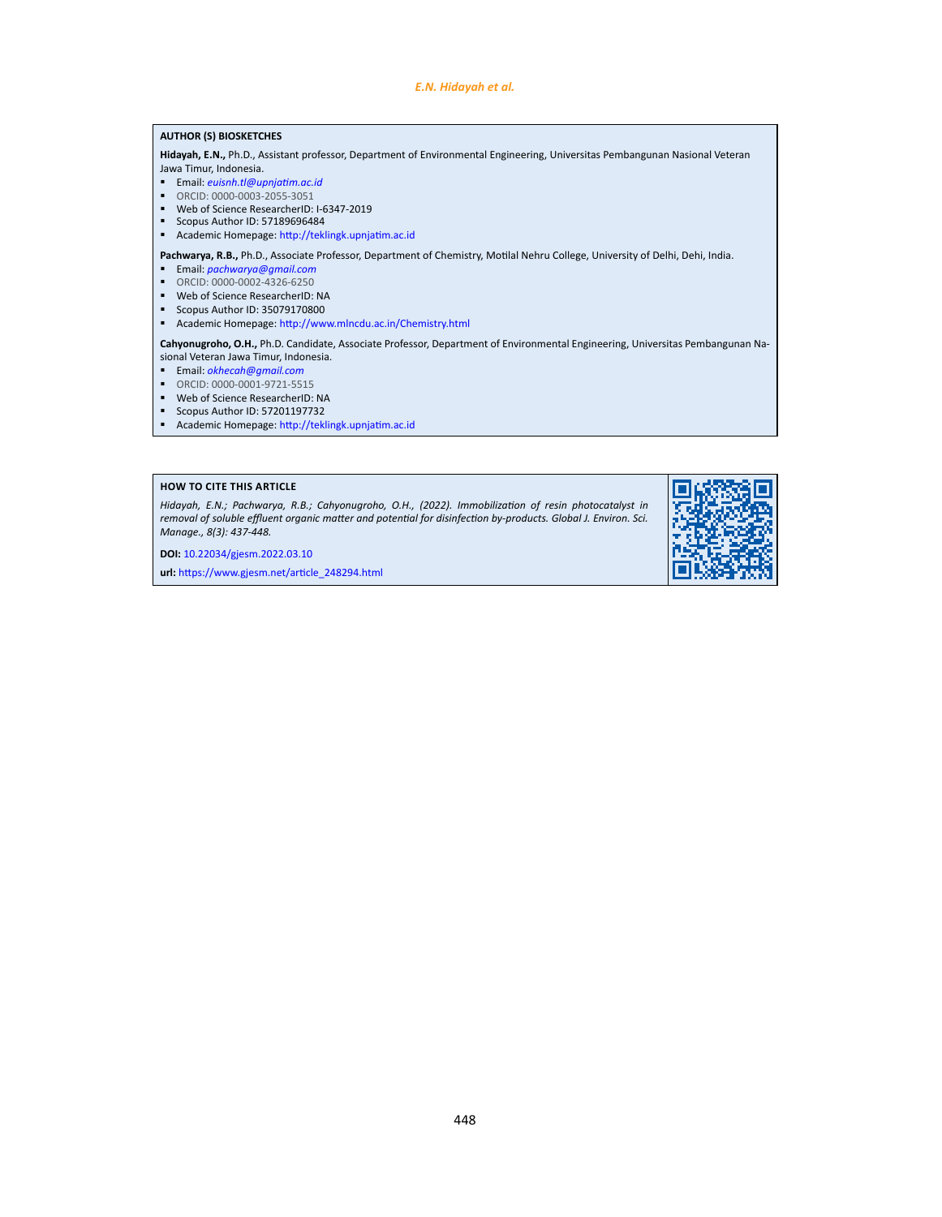**AUTHOR (S) BIOSKETCHES**

**Hidayah, E.N.,** Ph.D., Assistant professor, Department of Environmental Engineering, Universitas Pembangunan Nasional Veteran Jawa Timur, Indonesia.

- Email: *euisnh.tl@upnjatim.ac.id*
- ORCID: 0000-0003-2055-3051
- Web of Science ResearcherID: I-6347-2019
- Scopus Author ID: 57189696484
- Academic Homepage: http://teklingk.upnjatim.ac.id

**Pachwarya, R.B.,** Ph.D., Associate Professor, Department of Chemistry, Motilal Nehru College, University of Delhi, Dehi, India.

- Email: *pachwarya@gmail.com*
- ORCID: 0000-0002-4326-6250
- Web of Science ResearcherID: NA
- Scopus Author ID: 35079170800
- Academic Homepage: http://www.mlncdu.ac.in/Chemistry.html

**Cahyonugroho, O.H.,** Ph.D. Candidate, Associate Professor, Department of Environmental Engineering, Universitas Pembangunan Nasional Veteran Jawa Timur, Indonesia.

- Email: *okhecah@gmail.com*
- ORCID: 0000-0001-9721-5515
- Web of Science ResearcherID: NA
- Scopus Author ID: 57201197732
- Academic Homepage: http://teklingk.upnjatim.ac.id

**HOW TO CITE THIS ARTICLE**

*Hidayah, E.N.; Pachwarya, R.B.; Cahyonugroho, O.H., (2022). Immobilization of resin photocatalyst in removal of soluble effluent organic matter and potential for disinfection by-products. Global J. Environ. Sci. Manage., 8(3): 437-448.*

**DOI:** 10.22034/gjesm.2022.03.10

**url:** https://www.gjesm.net/article_248294.html